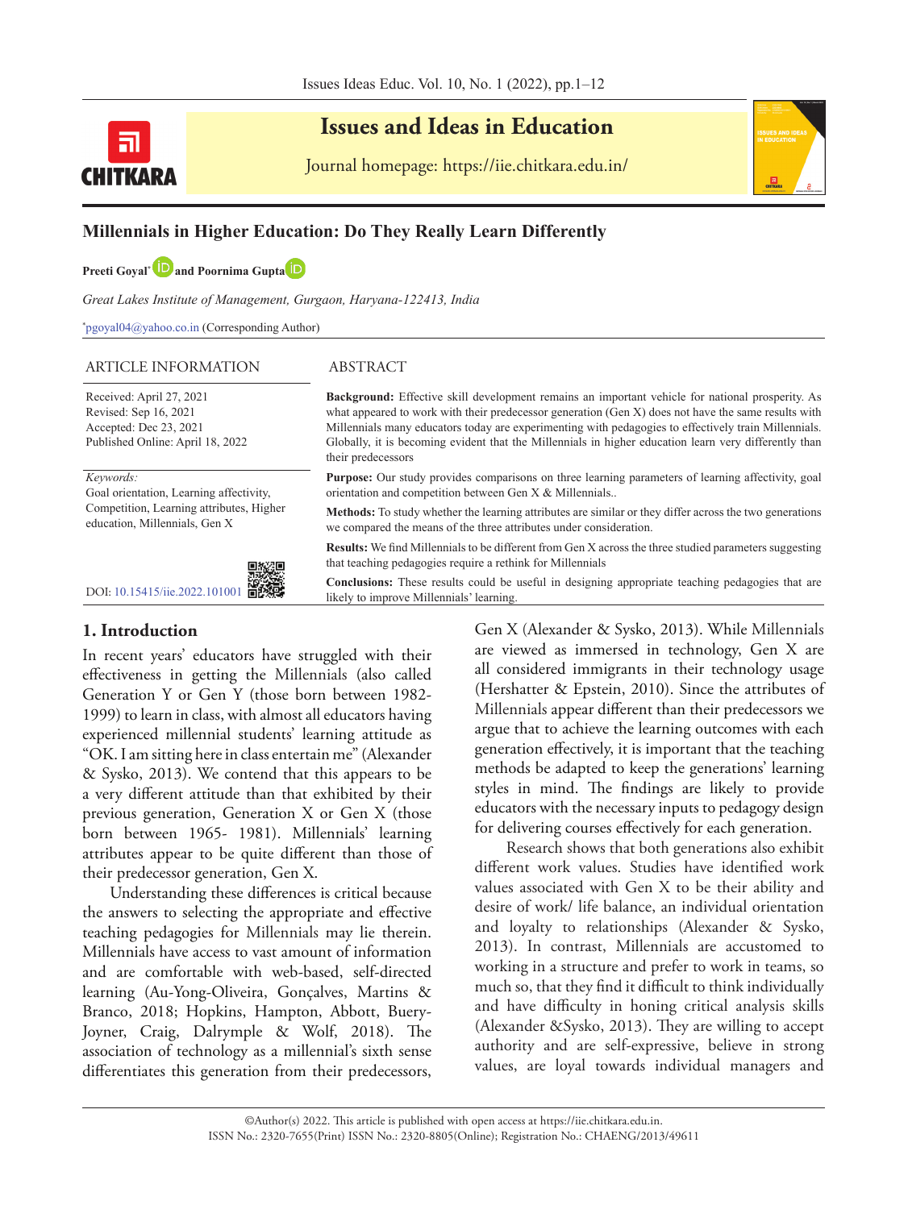# Issues and Ideas in Education

Journal homepage: https://iie.chitkara.edu.in/

## Millennials in Higher Education: Do They Really Learn Differently

**Preeti Goyal*** **and Poornima Gupta**

*Great Lakes Institute of Management, Gurgaon, Haryana-122413, India*

*pgoyal04@yahoo.co.in (Corresponding Author)

### ARTICLE INFORMATION

Received: April 27, 2021
Revised: Sep 16, 2021
Accepted: Dec 23, 2021
Published Online: April 18, 2022

*Keywords:*
Goal orientation, Learning affectivity, Competition, Learning attributes, Higher education, Millennials, Gen X

DOI: 10.15415/iie.2022.101001

### ABSTRACT

**Background:** Effective skill development remains an important vehicle for national prosperity. As what appeared to work with their predecessor generation (Gen X) does not have the same results with Millennials many educators today are experimenting with pedagogies to effectively train Millennials. Globally, it is becoming evident that the Millennials in higher education learn very differently than their predecessors

**Purpose:** Our study provides comparisons on three learning parameters of learning affectivity, goal orientation and competition between Gen X & Millennials..

**Methods:** To study whether the learning attributes are similar or they differ across the two generations we compared the means of the three attributes under consideration.

**Results:** We find Millennials to be different from Gen X across the three studied parameters suggesting that teaching pedagogies require a rethink for Millennials

**Conclusions:** These results could be useful in designing appropriate teaching pedagogies that are likely to improve Millennials' learning.

## 1. Introduction

In recent years' educators have struggled with their effectiveness in getting the Millennials (also called Generation Y or Gen Y (those born between 1982-1999) to learn in class, with almost all educators having experienced millennial students' learning attitude as "OK. I am sitting here in class entertain me" (Alexander & Sysko, 2013). We contend that this appears to be a very different attitude than that exhibited by their previous generation, Generation X or Gen X (those born between 1965- 1981). Millennials' learning attributes appear to be quite different than those of their predecessor generation, Gen X.

Understanding these differences is critical because the answers to selecting the appropriate and effective teaching pedagogies for Millennials may lie therein. Millennials have access to vast amount of information and are comfortable with web-based, self-directed learning (Au-Yong-Oliveira, Gonçalves, Martins & Branco, 2018; Hopkins, Hampton, Abbott, Buery-Joyner, Craig, Dalrymple & Wolf, 2018). The association of technology as a millennial's sixth sense differentiates this generation from their predecessors, Gen X (Alexander & Sysko, 2013). While Millennials are viewed as immersed in technology, Gen X are all considered immigrants in their technology usage (Hershatter & Epstein, 2010). Since the attributes of Millennials appear different than their predecessors we argue that to achieve the learning outcomes with each generation effectively, it is important that the teaching methods be adapted to keep the generations' learning styles in mind. The findings are likely to provide educators with the necessary inputs to pedagogy design for delivering courses effectively for each generation.

Research shows that both generations also exhibit different work values. Studies have identified work values associated with Gen X to be their ability and desire of work/ life balance, an individual orientation and loyalty to relationships (Alexander & Sysko, 2013). In contrast, Millennials are accustomed to working in a structure and prefer to work in teams, so much so, that they find it difficult to think individually and have difficulty in honing critical analysis skills (Alexander &Sysko, 2013). They are willing to accept authority and are self-expressive, believe in strong values, are loyal towards individual managers and

©Author(s) 2022. This article is published with open access at https://iie.chitkara.edu.in.
ISSN No.: 2320-7655(Print) ISSN No.: 2320-8805(Online); Registration No.: CHAENG/2013/49611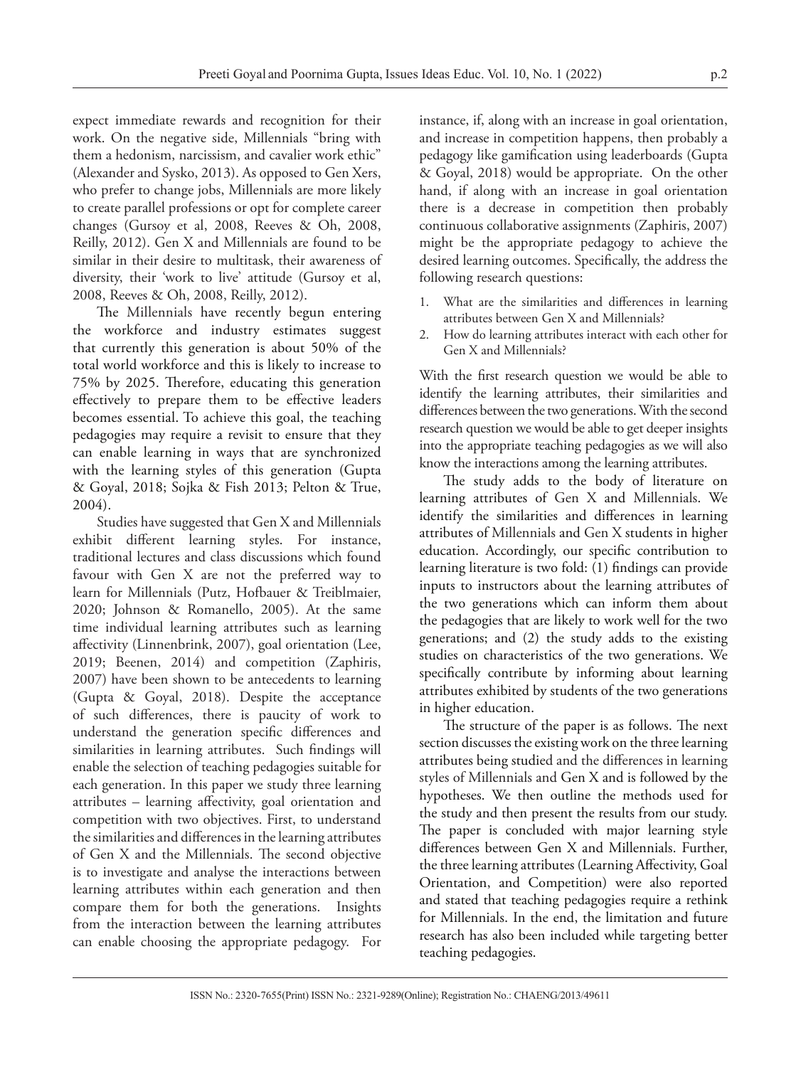expect immediate rewards and recognition for their work. On the negative side, Millennials "bring with them a hedonism, narcissism, and cavalier work ethic" (Alexander and Sysko, 2013). As opposed to Gen Xers, who prefer to change jobs, Millennials are more likely to create parallel professions or opt for complete career changes (Gursoy et al, 2008, Reeves & Oh, 2008, Reilly, 2012). Gen X and Millennials are found to be similar in their desire to multitask, their awareness of diversity, their 'work to live' attitude (Gursoy et al, 2008, Reeves & Oh, 2008, Reilly, 2012).

The Millennials have recently begun entering the workforce and industry estimates suggest that currently this generation is about 50% of the total world workforce and this is likely to increase to 75% by 2025. Therefore, educating this generation effectively to prepare them to be effective leaders becomes essential. To achieve this goal, the teaching pedagogies may require a revisit to ensure that they can enable learning in ways that are synchronized with the learning styles of this generation (Gupta & Goyal, 2018; Sojka & Fish 2013; Pelton & True, 2004).

Studies have suggested that Gen X and Millennials exhibit different learning styles. For instance, traditional lectures and class discussions which found favour with Gen X are not the preferred way to learn for Millennials (Putz, Hofbauer & Treiblmaier, 2020; Johnson & Romanello, 2005). At the same time individual learning attributes such as learning affectivity (Linnenbrink, 2007), goal orientation (Lee, 2019; Beenen, 2014) and competition (Zaphiris, 2007) have been shown to be antecedents to learning (Gupta & Goyal, 2018). Despite the acceptance of such differences, there is paucity of work to understand the generation specific differences and similarities in learning attributes. Such findings will enable the selection of teaching pedagogies suitable for each generation. In this paper we study three learning attributes – learning affectivity, goal orientation and competition with two objectives. First, to understand the similarities and differences in the learning attributes of Gen X and the Millennials. The second objective is to investigate and analyse the interactions between learning attributes within each generation and then compare them for both the generations. Insights from the interaction between the learning attributes can enable choosing the appropriate pedagogy. For instance, if, along with an increase in goal orientation, and increase in competition happens, then probably a pedagogy like gamification using leaderboards (Gupta & Goyal, 2018) would be appropriate. On the other hand, if along with an increase in goal orientation there is a decrease in competition then probably continuous collaborative assignments (Zaphiris, 2007) might be the appropriate pedagogy to achieve the desired learning outcomes. Specifically, the address the following research questions:

1. What are the similarities and differences in learning attributes between Gen X and Millennials?
2. How do learning attributes interact with each other for Gen X and Millennials?

With the first research question we would be able to identify the learning attributes, their similarities and differences between the two generations. With the second research question we would be able to get deeper insights into the appropriate teaching pedagogies as we will also know the interactions among the learning attributes.

The study adds to the body of literature on learning attributes of Gen X and Millennials. We identify the similarities and differences in learning attributes of Millennials and Gen X students in higher education. Accordingly, our specific contribution to learning literature is two fold: (1) findings can provide inputs to instructors about the learning attributes of the two generations which can inform them about the pedagogies that are likely to work well for the two generations; and (2) the study adds to the existing studies on characteristics of the two generations. We specifically contribute by informing about learning attributes exhibited by students of the two generations in higher education.

The structure of the paper is as follows. The next section discusses the existing work on the three learning attributes being studied and the differences in learning styles of Millennials and Gen X and is followed by the hypotheses. We then outline the methods used for the study and then present the results from our study. The paper is concluded with major learning style differences between Gen X and Millennials. Further, the three learning attributes (Learning Affectivity, Goal Orientation, and Competition) were also reported and stated that teaching pedagogies require a rethink for Millennials. In the end, the limitation and future research has also been included while targeting better teaching pedagogies.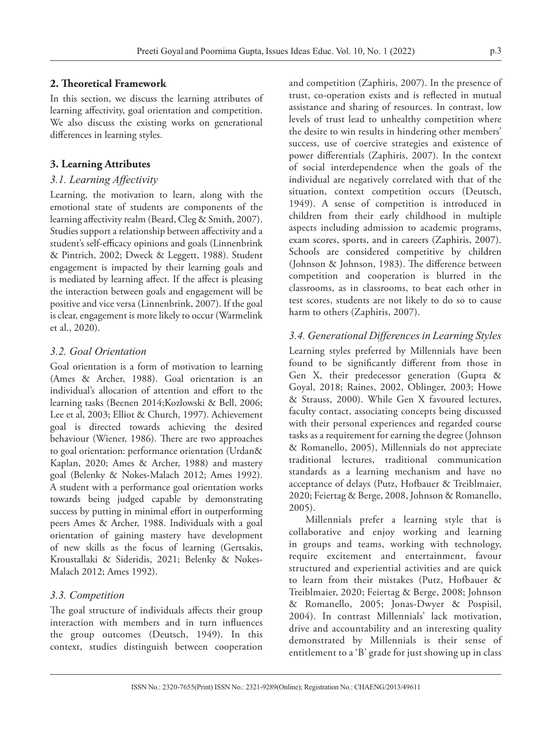## 2. Theoretical Framework

In this section, we discuss the learning attributes of learning affectivity, goal orientation and competition. We also discuss the existing works on generational differences in learning styles.

## 3. Learning Attributes

### *3.1. Learning Affectivity*

Learning, the motivation to learn, along with the emotional state of students are components of the learning affectivity realm (Beard, Cleg & Smith, 2007). Studies support a relationship between affectivity and a student's self-efficacy opinions and goals (Linnenbrink & Pintrich, 2002; Dweck & Leggett, 1988). Student engagement is impacted by their learning goals and is mediated by learning affect. If the affect is pleasing the interaction between goals and engagement will be positive and vice versa (Linnenbrink, 2007). If the goal is clear, engagement is more likely to occur (Warmelink et al., 2020).

### *3.2. Goal Orientation*

Goal orientation is a form of motivation to learning (Ames & Archer, 1988). Goal orientation is an individual's allocation of attention and effort to the learning tasks (Beenen 2014;Kozlowski & Bell, 2006; Lee et al, 2003; Elliot & Church, 1997). Achievement goal is directed towards achieving the desired behaviour (Wiener, 1986). There are two approaches to goal orientation: performance orientation (Urdan& Kaplan, 2020; Ames & Archer, 1988) and mastery goal (Belenky & Nokes-Malach 2012; Ames 1992). A student with a performance goal orientation works towards being judged capable by demonstrating success by putting in minimal effort in outperforming peers Ames & Archer, 1988. Individuals with a goal orientation of gaining mastery have development of new skills as the focus of learning (Gertsakis, Kroustallaki & Sideridis, 2021; Belenky & Nokes-Malach 2012; Ames 1992).

### *3.3. Competition*

The goal structure of individuals affects their group interaction with members and in turn influences the group outcomes (Deutsch, 1949). In this context, studies distinguish between cooperation and competition (Zaphiris, 2007). In the presence of trust, co-operation exists and is reflected in mutual assistance and sharing of resources. In contrast, low levels of trust lead to unhealthy competition where the desire to win results in hindering other members' success, use of coercive strategies and existence of power differentials (Zaphiris, 2007). In the context of social interdependence when the goals of the individual are negatively correlated with that of the situation, context competition occurs (Deutsch, 1949). A sense of competition is introduced in children from their early childhood in multiple aspects including admission to academic programs, exam scores, sports, and in careers (Zaphiris, 2007). Schools are considered competitive by children (Johnson & Johnson, 1983). The difference between competition and cooperation is blurred in the classrooms, as in classrooms, to beat each other in test scores, students are not likely to do so to cause harm to others (Zaphiris, 2007).

### *3.4. Generational Differences in Learning Styles*

Learning styles preferred by Millennials have been found to be significantly different from those in Gen X, their predecessor generation (Gupta & Goyal, 2018; Raines, 2002, Oblinger, 2003; Howe & Strauss, 2000). While Gen X favoured lectures, faculty contact, associating concepts being discussed with their personal experiences and regarded course tasks as a requirement for earning the degree (Johnson & Romanello, 2005), Millennials do not appreciate traditional lectures, traditional communication standards as a learning mechanism and have no acceptance of delays (Putz, Hofbauer & Treiblmaier, 2020; Feiertag & Berge, 2008, Johnson & Romanello, 2005).

Millennials prefer a learning style that is collaborative and enjoy working and learning in groups and teams, working with technology, require excitement and entertainment, favour structured and experiential activities and are quick to learn from their mistakes (Putz, Hofbauer & Treiblmaier, 2020; Feiertag & Berge, 2008; Johnson & Romanello, 2005; Jonas-Dwyer & Pospisil, 2004). In contrast Millennials' lack motivation, drive and accountability and an interesting quality demonstrated by Millennials is their sense of entitlement to a 'B' grade for just showing up in class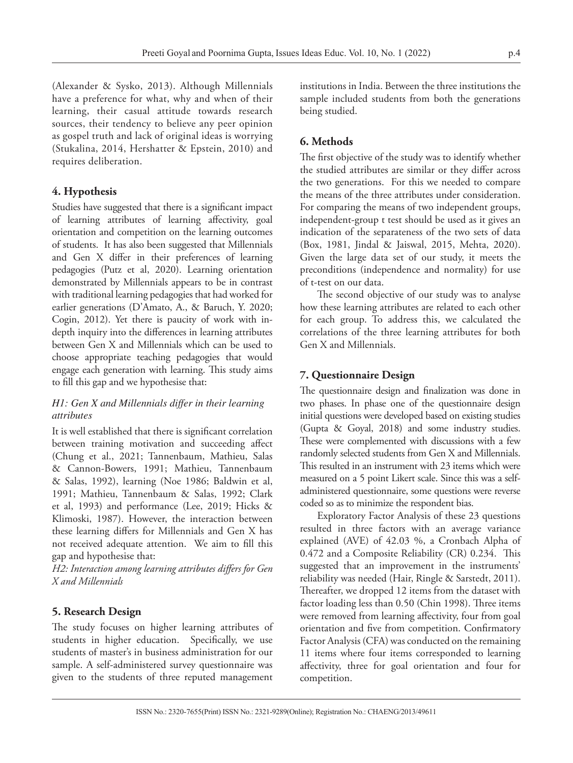(Alexander & Sysko, 2013). Although Millennials have a preference for what, why and when of their learning, their casual attitude towards research sources, their tendency to believe any peer opinion as gospel truth and lack of original ideas is worrying (Stukalina, 2014, Hershatter & Epstein, 2010) and requires deliberation.

## 4. Hypothesis

Studies have suggested that there is a significant impact of learning attributes of learning affectivity, goal orientation and competition on the learning outcomes of students. It has also been suggested that Millennials and Gen X differ in their preferences of learning pedagogies (Putz et al, 2020). Learning orientation demonstrated by Millennials appears to be in contrast with traditional learning pedagogies that had worked for earlier generations (D'Amato, A., & Baruch, Y. 2020; Cogin, 2012). Yet there is paucity of work with in-depth inquiry into the differences in learning attributes between Gen X and Millennials which can be used to choose appropriate teaching pedagogies that would engage each generation with learning. This study aims to fill this gap and we hypothesise that:

*H1: Gen X and Millennials differ in their learning attributes*

It is well established that there is significant correlation between training motivation and succeeding affect (Chung et al., 2021; Tannenbaum, Mathieu, Salas & Cannon-Bowers, 1991; Mathieu, Tannenbaum & Salas, 1992), learning (Noe 1986; Baldwin et al, 1991; Mathieu, Tannenbaum & Salas, 1992; Clark et al, 1993) and performance (Lee, 2019; Hicks & Klimoski, 1987). However, the interaction between these learning differs for Millennials and Gen X has not received adequate attention. We aim to fill this gap and hypothesise that:

*H2: Interaction among learning attributes differs for Gen X and Millennials*

## 5. Research Design

The study focuses on higher learning attributes of students in higher education. Specifically, we use students of master's in business administration for our sample. A self-administered survey questionnaire was given to the students of three reputed management institutions in India. Between the three institutions the sample included students from both the generations being studied.

## 6. Methods

The first objective of the study was to identify whether the studied attributes are similar or they differ across the two generations. For this we needed to compare the means of the three attributes under consideration. For comparing the means of two independent groups, independent-group t test should be used as it gives an indication of the separateness of the two sets of data (Box, 1981, Jindal & Jaiswal, 2015, Mehta, 2020). Given the large data set of our study, it meets the preconditions (independence and normality) for use of t-test on our data.

The second objective of our study was to analyse how these learning attributes are related to each other for each group. To address this, we calculated the correlations of the three learning attributes for both Gen X and Millennials.

## 7. Questionnaire Design

The questionnaire design and finalization was done in two phases. In phase one of the questionnaire design initial questions were developed based on existing studies (Gupta & Goyal, 2018) and some industry studies. These were complemented with discussions with a few randomly selected students from Gen X and Millennials. This resulted in an instrument with 23 items which were measured on a 5 point Likert scale. Since this was a self-administered questionnaire, some questions were reverse coded so as to minimize the respondent bias.

Exploratory Factor Analysis of these 23 questions resulted in three factors with an average variance explained (AVE) of 42.03 %, a Cronbach Alpha of 0.472 and a Composite Reliability (CR) 0.234. This suggested that an improvement in the instruments' reliability was needed (Hair, Ringle & Sarstedt, 2011). Thereafter, we dropped 12 items from the dataset with factor loading less than 0.50 (Chin 1998). Three items were removed from learning affectivity, four from goal orientation and five from competition. Confirmatory Factor Analysis (CFA) was conducted on the remaining 11 items where four items corresponded to learning affectivity, three for goal orientation and four for competition.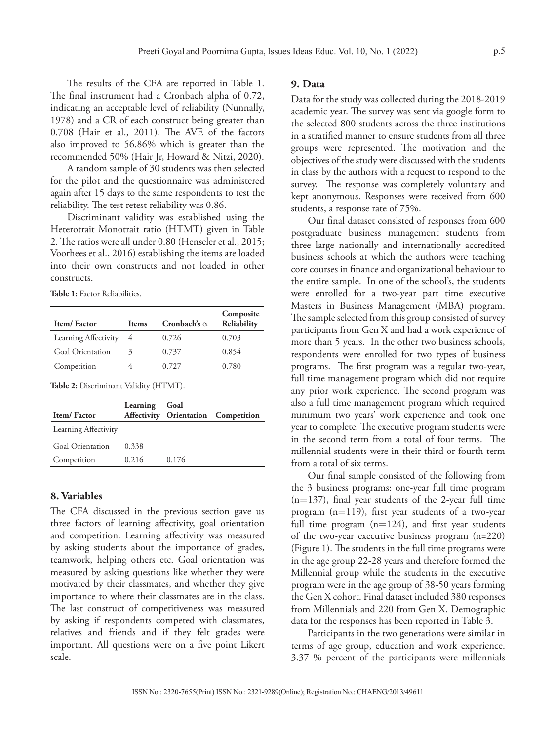The results of the CFA are reported in Table 1. The final instrument had a Cronbach alpha of 0.72, indicating an acceptable level of reliability (Nunnally, 1978) and a CR of each construct being greater than 0.708 (Hair et al., 2011). The AVE of the factors also improved to 56.86% which is greater than the recommended 50% (Hair Jr, Howard & Nitzi, 2020).

A random sample of 30 students was then selected for the pilot and the questionnaire was administered again after 15 days to the same respondents to test the reliability. The test retest reliability was 0.86.

Discriminant validity was established using the Heterotrait Monotrait ratio (HTMT) given in Table 2. The ratios were all under 0.80 (Henseler et al., 2015; Voorhees et al., 2016) establishing the items are loaded into their own constructs and not loaded in other constructs.

**Table 1:** Factor Reliabilities.

| Item/ Factor | Items | Cronbach's $\alpha$ | Composite Reliability |
|---|---|---|---|
| Learning Affectivity | 4 | 0.726 | 0.703 |
| Goal Orientation | 3 | 0.737 | 0.854 |
| Competition | 4 | 0.727 | 0.780 |

**Table 2:** Discriminant Validity (HTMT).

| Item/ Factor | Learning Affectivity | Goal Orientation | Competition |
|---|---|---|---|
| Learning Affectivity | | | |
| Goal Orientation | 0.338 | | |
| Competition | 0.216 | 0.176 | |

## 8. Variables

The CFA discussed in the previous section gave us three factors of learning affectivity, goal orientation and competition. Learning affectivity was measured by asking students about the importance of grades, teamwork, helping others etc. Goal orientation was measured by asking questions like whether they were motivated by their classmates, and whether they give importance to where their classmates are in the class. The last construct of competitiveness was measured by asking if respondents competed with classmates, relatives and friends and if they felt grades were important. All questions were on a five point Likert scale.

## 9. Data

Data for the study was collected during the 2018-2019 academic year. The survey was sent via google form to the selected 800 students across the three institutions in a stratified manner to ensure students from all three groups were represented. The motivation and the objectives of the study were discussed with the students in class by the authors with a request to respond to the survey. The response was completely voluntary and kept anonymous. Responses were received from 600 students, a response rate of 75%.

Our final dataset consisted of responses from 600 postgraduate business management students from three large nationally and internationally accredited business schools at which the authors were teaching core courses in finance and organizational behaviour to the entire sample. In one of the school's, the students were enrolled for a two-year part time executive Masters in Business Management (MBA) program. The sample selected from this group consisted of survey participants from Gen X and had a work experience of more than 5 years. In the other two business schools, respondents were enrolled for two types of business programs. The first program was a regular two-year, full time management program which did not require any prior work experience. The second program was also a full time management program which required minimum two years' work experience and took one year to complete. The executive program students were in the second term from a total of four terms. The millennial students were in their third or fourth term from a total of six terms.

Our final sample consisted of the following from the 3 business programs: one-year full time program (n=137), final year students of the 2-year full time program (n=119), first year students of a two-year full time program (n=124), and first year students of the two-year executive business program (n=220) (Figure 1). The students in the full time programs were in the age group 22-28 years and therefore formed the Millennial group while the students in the executive program were in the age group of 38-50 years forming the Gen X cohort. Final dataset included 380 responses from Millennials and 220 from Gen X. Demographic data for the responses has been reported in Table 3.

Participants in the two generations were similar in terms of age group, education and work experience. 3.37 % percent of the participants were millennials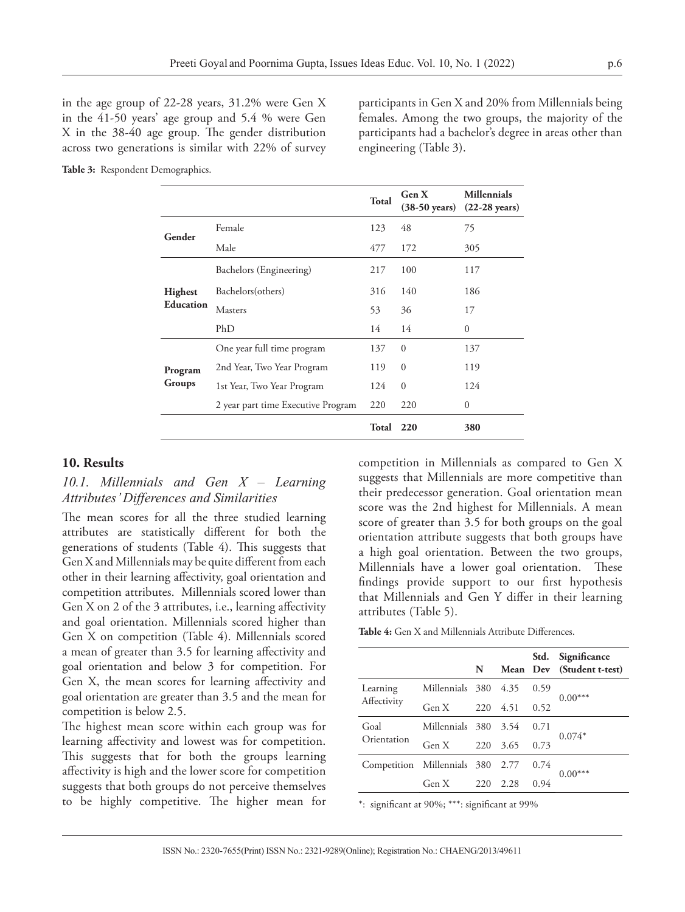in the age group of 22-28 years, 31.2% were Gen X in the 41-50 years' age group and 5.4 % were Gen X in the 38-40 age group. The gender distribution across two generations is similar with 22% of survey participants in Gen X and 20% from Millennials being females. Among the two groups, the majority of the participants had a bachelor's degree in areas other than engineering (Table 3).

**Table 3:** Respondent Demographics.

| | | Total | Gen X (38-50 years) | Millennials (22-28 years) |
|---|---|---|---|---|
| **Gender** | Female | 123 | 48 | 75 |
| | Male | 477 | 172 | 305 |
| **Highest Education** | Bachelors (Engineering) | 217 | 100 | 117 |
| | Bachelors(others) | 316 | 140 | 186 |
| | Masters | 53 | 36 | 17 |
| | PhD | 14 | 14 | 0 |
| **Program Groups** | One year full time program | 137 | 0 | 137 |
| | 2nd Year, Two Year Program | 119 | 0 | 119 |
| | 1st Year, Two Year Program | 124 | 0 | 124 |
| | 2 year part time Executive Program | 220 | 220 | 0 |
| | | **Total** | **220** | **380** |

## 10. Results

### *10.1. Millennials and Gen X – Learning Attributes' Differences and Similarities*

The mean scores for all the three studied learning attributes are statistically different for both the generations of students (Table 4). This suggests that Gen X and Millennials may be quite different from each other in their learning affectivity, goal orientation and competition attributes. Millennials scored lower than Gen X on 2 of the 3 attributes, i.e., learning affectivity and goal orientation. Millennials scored higher than Gen X on competition (Table 4). Millennials scored a mean of greater than 3.5 for learning affectivity and goal orientation and below 3 for competition. For Gen X, the mean scores for learning affectivity and goal orientation are greater than 3.5 and the mean for competition is below 2.5.

The highest mean score within each group was for learning affectivity and lowest was for competition. This suggests that for both the groups learning affectivity is high and the lower score for competition suggests that both groups do not perceive themselves to be highly competitive. The higher mean for competition in Millennials as compared to Gen X suggests that Millennials are more competitive than their predecessor generation. Goal orientation mean score was the 2nd highest for Millennials. A mean score of greater than 3.5 for both groups on the goal orientation attribute suggests that both groups have a high goal orientation. Between the two groups, Millennials have a lower goal orientation. These findings provide support to our first hypothesis that Millennials and Gen Y differ in their learning attributes (Table 5).

**Table 4:** Gen X and Millennials Attribute Differences.

| | | N | Mean | Std. Dev | Significance (Student t-test) |
|---|---|---|---|---|---|
| Learning Affectivity | Millennials | 380 | 4.35 | 0.59 | 0.00*** |
| | Gen X | 220 | 4.51 | 0.52 | |
| Goal Orientation | Millennials | 380 | 3.54 | 0.71 | 0.074* |
| | Gen X | 220 | 3.65 | 0.73 | |
| Competition | Millennials | 380 | 2.77 | 0.74 | 0.00*** |
| | Gen X | 220 | 2.28 | 0.94 | |

*: significant at 90%; ***: significant at 99%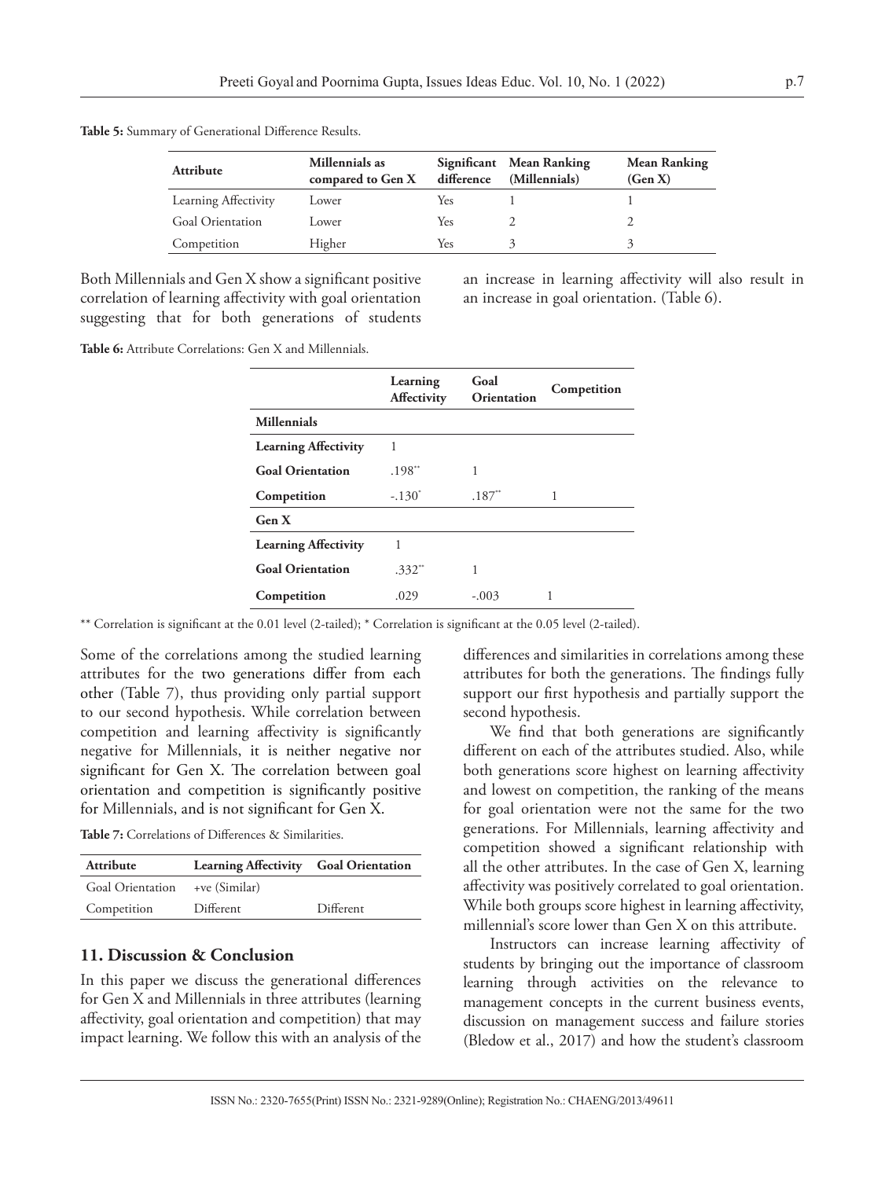**Table 5:** Summary of Generational Difference Results.

| Attribute | Millennials as compared to Gen X | Significant difference | Mean Ranking (Millennials) | Mean Ranking (Gen X) |
|---|---|---|---|---|
| Learning Affectivity | Lower | Yes | 1 | 1 |
| Goal Orientation | Lower | Yes | 2 | 2 |
| Competition | Higher | Yes | 3 | 3 |

Both Millennials and Gen X show a significant positive correlation of learning affectivity with goal orientation suggesting that for both generations of students an increase in learning affectivity will also result in an increase in goal orientation. (Table 6).

**Table 6:** Attribute Correlations: Gen X and Millennials.

| | Learning Affectivity | Goal Orientation | Competition |
|---|---|---|---|
| **Millennials** | | | |
| **Learning Affectivity** | 1 | | |
| **Goal Orientation** | .198** | 1 | |
| **Competition** | -.130* | .187** | 1 |
| **Gen X** | | | |
| **Learning Affectivity** | 1 | | |
| **Goal Orientation** | .332** | 1 | |
| **Competition** | .029 | -.003 | 1 |

** Correlation is significant at the 0.01 level (2-tailed); * Correlation is significant at the 0.05 level (2-tailed).

Some of the correlations among the studied learning attributes for the two generations differ from each other (Table 7), thus providing only partial support to our second hypothesis. While correlation between competition and learning affectivity is significantly negative for Millennials, it is neither negative nor significant for Gen X. The correlation between goal orientation and competition is significantly positive for Millennials, and is not significant for Gen X.

**Table 7:** Correlations of Differences & Similarities.

| Attribute | Learning Affectivity | Goal Orientation |
|---|---|---|
| Goal Orientation | +ve (Similar) | |
| Competition | Different | Different |

## 11. Discussion & Conclusion

In this paper we discuss the generational differences for Gen X and Millennials in three attributes (learning affectivity, goal orientation and competition) that may impact learning. We follow this with an analysis of the differences and similarities in correlations among these attributes for both the generations. The findings fully support our first hypothesis and partially support the second hypothesis.

We find that both generations are significantly different on each of the attributes studied. Also, while both generations score highest on learning affectivity and lowest on competition, the ranking of the means for goal orientation were not the same for the two generations. For Millennials, learning affectivity and competition showed a significant relationship with all the other attributes. In the case of Gen X, learning affectivity was positively correlated to goal orientation. While both groups score highest in learning affectivity, millennial's score lower than Gen X on this attribute.

Instructors can increase learning affectivity of students by bringing out the importance of classroom learning through activities on the relevance to management concepts in the current business events, discussion on management success and failure stories (Bledow et al., 2017) and how the student's classroom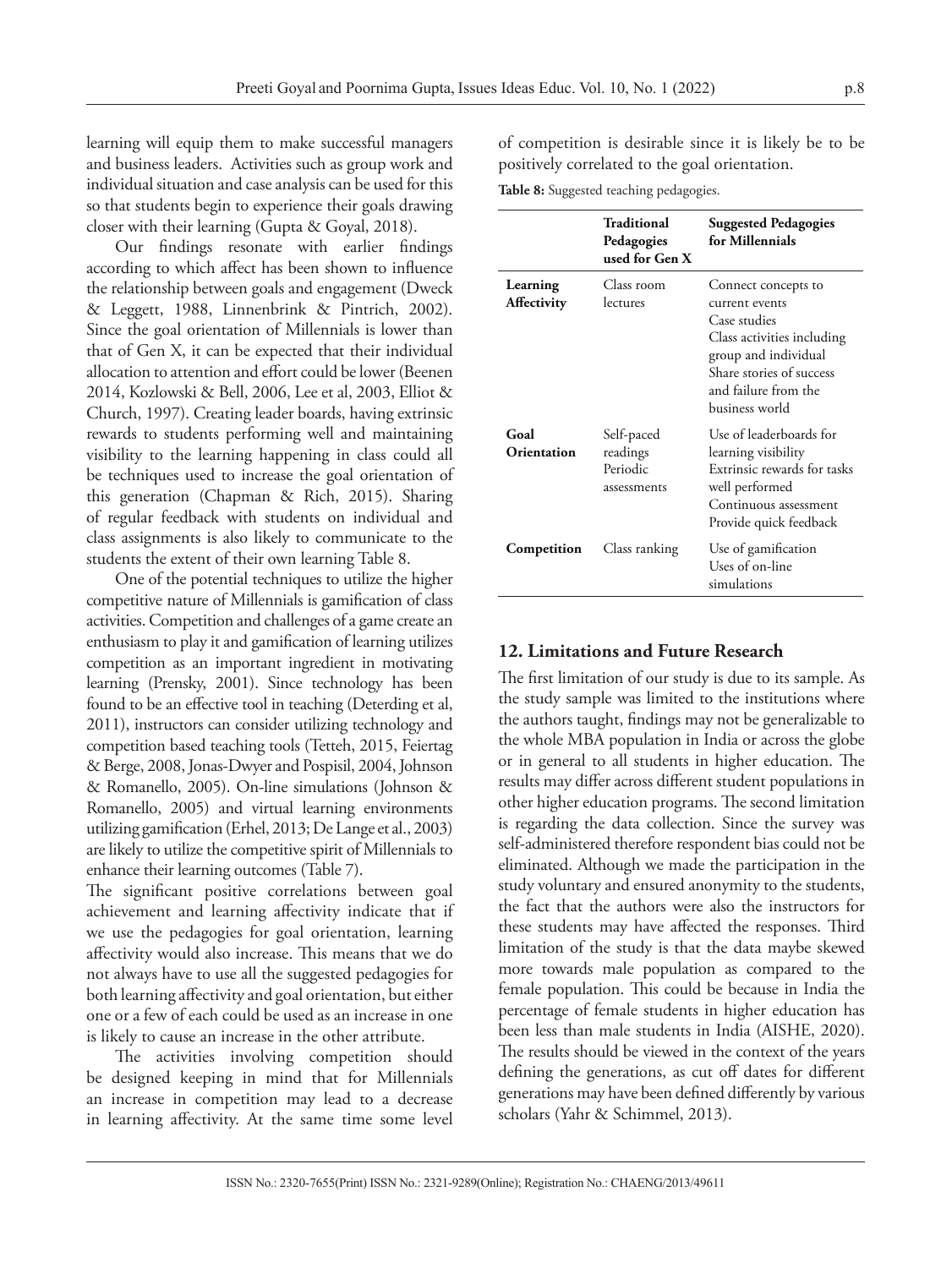learning will equip them to make successful managers and business leaders. Activities such as group work and individual situation and case analysis can be used for this so that students begin to experience their goals drawing closer with their learning (Gupta & Goyal, 2018).

Our findings resonate with earlier findings according to which affect has been shown to influence the relationship between goals and engagement (Dweck & Leggett, 1988, Linnenbrink & Pintrich, 2002). Since the goal orientation of Millennials is lower than that of Gen X, it can be expected that their individual allocation to attention and effort could be lower (Beenen 2014, Kozlowski & Bell, 2006, Lee et al, 2003, Elliot & Church, 1997). Creating leader boards, having extrinsic rewards to students performing well and maintaining visibility to the learning happening in class could all be techniques used to increase the goal orientation of this generation (Chapman & Rich, 2015). Sharing of regular feedback with students on individual and class assignments is also likely to communicate to the students the extent of their own learning Table 8.

One of the potential techniques to utilize the higher competitive nature of Millennials is gamification of class activities. Competition and challenges of a game create an enthusiasm to play it and gamification of learning utilizes competition as an important ingredient in motivating learning (Prensky, 2001). Since technology has been found to be an effective tool in teaching (Deterding et al, 2011), instructors can consider utilizing technology and competition based teaching tools (Tetteh, 2015, Feiertag & Berge, 2008, Jonas-Dwyer and Pospisil, 2004, Johnson & Romanello, 2005). On-line simulations (Johnson & Romanello, 2005) and virtual learning environments utilizing gamification (Erhel, 2013; De Lange et al., 2003) are likely to utilize the competitive spirit of Millennials to enhance their learning outcomes (Table 7).

The significant positive correlations between goal achievement and learning affectivity indicate that if we use the pedagogies for goal orientation, learning affectivity would also increase. This means that we do not always have to use all the suggested pedagogies for both learning affectivity and goal orientation, but either one or a few of each could be used as an increase in one is likely to cause an increase in the other attribute.

The activities involving competition should be designed keeping in mind that for Millennials an increase in competition may lead to a decrease in learning affectivity. At the same time some level of competition is desirable since it is likely be to be positively correlated to the goal orientation.

**Table 8:** Suggested teaching pedagogies.

| | Traditional Pedagogies used for Gen X | Suggested Pedagogies for Millennials |
|---|---|---|
| **Learning Affectivity** | Class room lectures | Connect concepts to current events<br>Case studies<br>Class activities including group and individual<br>Share stories of success and failure from the business world |
| **Goal Orientation** | Self-paced readings<br>Periodic assessments | Use of leaderboards for learning visibility<br>Extrinsic rewards for tasks well performed<br>Continuous assessment<br>Provide quick feedback |
| **Competition** | Class ranking | Use of gamification<br>Uses of on-line simulations |

## 12. Limitations and Future Research

The first limitation of our study is due to its sample. As the study sample was limited to the institutions where the authors taught, findings may not be generalizable to the whole MBA population in India or across the globe or in general to all students in higher education. The results may differ across different student populations in other higher education programs. The second limitation is regarding the data collection. Since the survey was self-administered therefore respondent bias could not be eliminated. Although we made the participation in the study voluntary and ensured anonymity to the students, the fact that the authors were also the instructors for these students may have affected the responses. Third limitation of the study is that the data maybe skewed more towards male population as compared to the female population. This could be because in India the percentage of female students in higher education has been less than male students in India (AISHE, 2020). The results should be viewed in the context of the years defining the generations, as cut off dates for different generations may have been defined differently by various scholars (Yahr & Schimmel, 2013).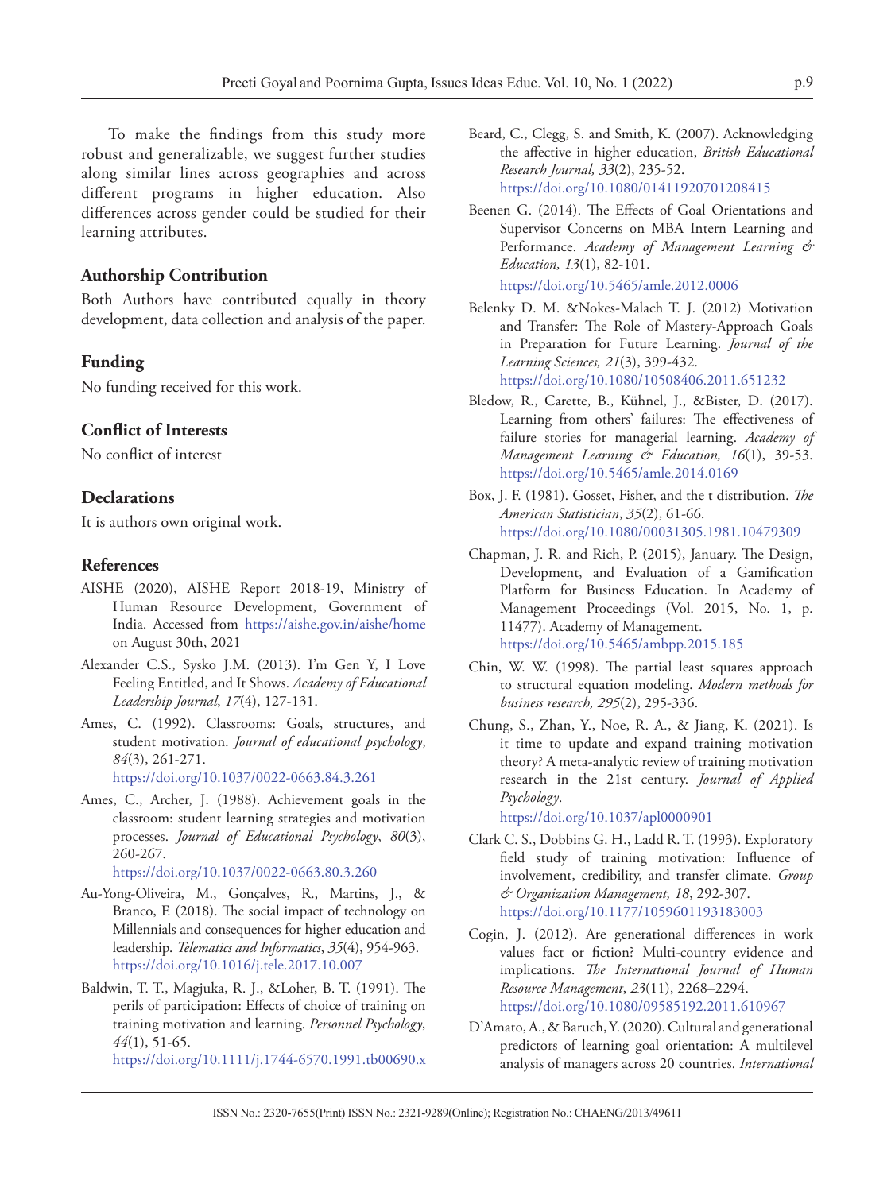To make the findings from this study more robust and generalizable, we suggest further studies along similar lines across geographies and across different programs in higher education. Also differences across gender could be studied for their learning attributes.

## Authorship Contribution

Both Authors have contributed equally in theory development, data collection and analysis of the paper.

## Funding

No funding received for this work.

## Conflict of Interests

No conflict of interest

## Declarations

It is authors own original work.

## References

AISHE (2020), AISHE Report 2018-19, Ministry of Human Resource Development, Government of India. Accessed from https://aishe.gov.in/aishe/home on August 30th, 2021

Alexander C.S., Sysko J.M. (2013). I'm Gen Y, I Love Feeling Entitled, and It Shows. *Academy of Educational Leadership Journal*, *17*(4), 127-131.

Ames, C. (1992). Classrooms: Goals, structures, and student motivation. *Journal of educational psychology*, *84*(3), 261-271. https://doi.org/10.1037/0022-0663.84.3.261

Ames, C., Archer, J. (1988). Achievement goals in the classroom: student learning strategies and motivation processes. *Journal of Educational Psychology*, *80*(3), 260-267. https://doi.org/10.1037/0022-0663.80.3.260

Au-Yong-Oliveira, M., Gonçalves, R., Martins, J., & Branco, F. (2018). The social impact of technology on Millennials and consequences for higher education and leadership. *Telematics and Informatics*, *35*(4), 954-963. https://doi.org/10.1016/j.tele.2017.10.007

Baldwin, T. T., Magjuka, R. J., &Loher, B. T. (1991). The perils of participation: Effects of choice of training on training motivation and learning. *Personnel Psychology*, *44*(1), 51-65. https://doi.org/10.1111/j.1744-6570.1991.tb00690.x

Beard, C., Clegg, S. and Smith, K. (2007). Acknowledging the affective in higher education, *British Educational Research Journal, 33*(2), 235-52. https://doi.org/10.1080/01411920701208415

Beenen G. (2014). The Effects of Goal Orientations and Supervisor Concerns on MBA Intern Learning and Performance. *Academy of Management Learning & Education, 13*(1), 82-101. https://doi.org/10.5465/amle.2012.0006

Belenky D. M. &Nokes-Malach T. J. (2012) Motivation and Transfer: The Role of Mastery-Approach Goals in Preparation for Future Learning. *Journal of the Learning Sciences, 21*(3), 399-432. https://doi.org/10.1080/10508406.2011.651232

Bledow, R., Carette, B., Kühnel, J., &Bister, D. (2017). Learning from others' failures: The effectiveness of failure stories for managerial learning. *Academy of Management Learning & Education, 16*(1), 39-53. https://doi.org/10.5465/amle.2014.0169

Box, J. F. (1981). Gosset, Fisher, and the t distribution. *The American Statistician*, *35*(2), 61-66. https://doi.org/10.1080/00031305.1981.10479309

Chapman, J. R. and Rich, P. (2015), January. The Design, Development, and Evaluation of a Gamification Platform for Business Education. In Academy of Management Proceedings (Vol. 2015, No. 1, p. 11477). Academy of Management. https://doi.org/10.5465/ambpp.2015.185

Chin, W. W. (1998). The partial least squares approach to structural equation modeling. *Modern methods for business research, 295*(2), 295-336.

Chung, S., Zhan, Y., Noe, R. A., & Jiang, K. (2021). Is it time to update and expand training motivation theory? A meta-analytic review of training motivation research in the 21st century. *Journal of Applied Psychology*. https://doi.org/10.1037/apl0000901

Clark C. S., Dobbins G. H., Ladd R. T. (1993). Exploratory field study of training motivation: Influence of involvement, credibility, and transfer climate. *Group & Organization Management, 18*, 292-307. https://doi.org/10.1177/1059601193183003

Cogin, J. (2012). Are generational differences in work values fact or fiction? Multi-country evidence and implications. *The International Journal of Human Resource Management*, *23*(11), 2268–2294. https://doi.org/10.1080/09585192.2011.610967

D'Amato, A., & Baruch, Y. (2020). Cultural and generational predictors of learning goal orientation: A multilevel analysis of managers across 20 countries. *International*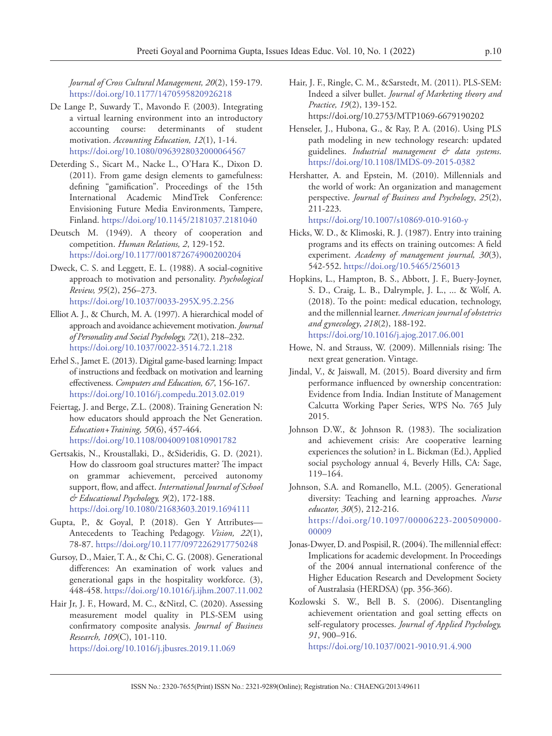*Journal of Cross Cultural Management, 20*(2), 159-179. https://doi.org/10.1177/1470595820926218

De Lange P., Suwardy T., Mavondo F. (2003). Integrating a virtual learning environment into an introductory accounting course: determinants of student motivation. *Accounting Education, 12*(1), 1-14. https://doi.org/10.1080/0963928032000064567

Deterding S., Sicart M., Nacke L., O'Hara K., Dixon D. (2011). From game design elements to gamefulness: defining "gamification". Proceedings of the 15th International Academic MindTrek Conference: Envisioning Future Media Environments, Tampere, Finland. https://doi.org/10.1145/2181037.2181040

Deutsch M. (1949). A theory of cooperation and competition. *Human Relations, 2*, 129-152. https://doi.org/10.1177/001872674900200204

Dweck, C. S. and Leggett, E. L. (1988). A social-cognitive approach to motivation and personality. *Psychological Review, 95*(2), 256–273. https://doi.org/10.1037/0033-295X.95.2.256

Elliot A. J., & Church, M. A. (1997). A hierarchical model of approach and avoidance achievement motivation. *Journal of Personality and Social Psychology, 72*(1), 218–232. https://doi.org/10.1037/0022-3514.72.1.218

Erhel S., Jamet E. (2013). Digital game-based learning: Impact of instructions and feedback on motivation and learning effectiveness. *Computers and Education, 67*, 156-167. https://doi.org/10.1016/j.compedu.2013.02.019

Feiertag, J. and Berge, Z.L. (2008). Training Generation N: how educators should approach the Net Generation. *Education+Training, 50*(6), 457-464. https://doi.org/10.1108/00400910810901782

Gertsakis, N., Kroustallaki, D., &Sideridis, G. D. (2021). How do classroom goal structures matter? The impact on grammar achievement, perceived autonomy support, flow, and affect. *International Journal of School & Educational Psychology, 9*(2), 172-188. https://doi.org/10.1080/21683603.2019.1694111

Gupta, P., & Goyal, P. (2018). Gen Y Attributes—Antecedents to Teaching Pedagogy. *Vision, 22*(1), 78-87. https://doi.org/10.1177/0972262917750248

Gursoy, D., Maier, T. A., & Chi, C. G. (2008). Generational differences: An examination of work values and generational gaps in the hospitality workforce. (3), 448-458. https://doi.org/10.1016/j.ijhm.2007.11.002

Hair Jr, J. F., Howard, M. C., &Nitzl, C. (2020). Assessing measurement model quality in PLS-SEM using confirmatory composite analysis. *Journal of Business Research, 109*(C), 101-110. https://doi.org/10.1016/j.jbusres.2019.11.069

Hair, J. F., Ringle, C. M., &Sarstedt, M. (2011). PLS-SEM: Indeed a silver bullet. *Journal of Marketing theory and Practice, 19*(2), 139-152. https://doi.org/10.2753/MTP1069-6679190202

Henseler, J., Hubona, G., & Ray, P. A. (2016). Using PLS path modeling in new technology research: updated guidelines. *Industrial management & data systems*. https://doi.org/10.1108/IMDS-09-2015-0382

Hershatter, A. and Epstein, M. (2010). Millennials and the world of work: An organization and management perspective. *Journal of Business and Psychology*, *25*(2), 211-223. https://doi.org/10.1007/s10869-010-9160-y

Hicks, W. D., & Klimoski, R. J. (1987). Entry into training programs and its effects on training outcomes: A field experiment. *Academy of management journal, 30*(3), 542-552. https://doi.org/10.5465/256013

Hopkins, L., Hampton, B. S., Abbott, J. F., Buery-Joyner, S. D., Craig, L. B., Dalrymple, J. L., ... & Wolf, A. (2018). To the point: medical education, technology, and the millennial learner. *American journal of obstetrics and gynecology*, *218*(2), 188-192. https://doi.org/10.1016/j.ajog.2017.06.001

Howe, N. and Strauss, W. (2009). Millennials rising: The next great generation. Vintage.

Jindal, V., & Jaiswall, M. (2015). Board diversity and firm performance influenced by ownership concentration: Evidence from India. Indian Institute of Management Calcutta Working Paper Series, WPS No. 765 July 2015.

Johnson D.W., & Johnson R. (1983). The socialization and achievement crisis: Are cooperative learning experiences the solution? in L. Bickman (Ed.), Applied social psychology annual 4, Beverly Hills, CA: Sage, 119–164.

Johnson, S.A. and Romanello, M.L. (2005). Generational diversity: Teaching and learning approaches. *Nurse educator, 30*(5), 212-216. https://doi.org/10.1097/00006223-200509000-00009

Jonas-Dwyer, D. and Pospisil, R. (2004). The millennial effect: Implications for academic development. In Proceedings of the 2004 annual international conference of the Higher Education Research and Development Society of Australasia (HERDSA) (pp. 356-366).

Kozlowski S. W., Bell B. S. (2006). Disentangling achievement orientation and goal setting effects on self-regulatory processes. *Journal of Applied Psychology, 91*, 900–916. https://doi.org/10.1037/0021-9010.91.4.900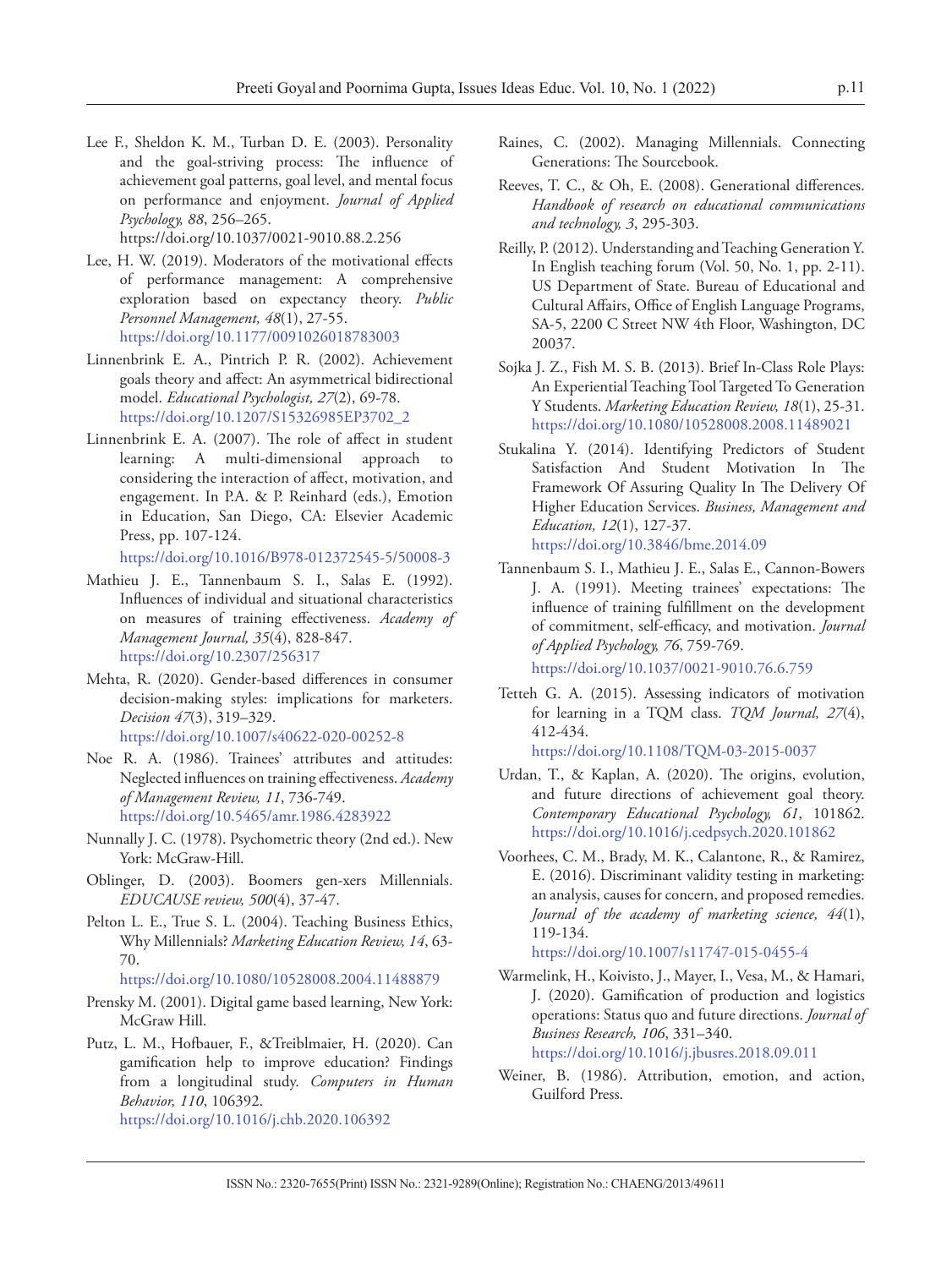Lee F., Sheldon K. M., Turban D. E. (2003). Personality and the goal-striving process: The influence of achievement goal patterns, goal level, and mental focus on performance and enjoyment. *Journal of Applied Psychology, 88*, 256–265. https://doi.org/10.1037/0021-9010.88.2.256

Lee, H. W. (2019). Moderators of the motivational effects of performance management: A comprehensive exploration based on expectancy theory. *Public Personnel Management, 48*(1), 27-55. https://doi.org/10.1177/0091026018783003

Linnenbrink E. A., Pintrich P. R. (2002). Achievement goals theory and affect: An asymmetrical bidirectional model. *Educational Psychologist, 27*(2), 69-78. https://doi.org/10.1207/S15326985EP3702_2

Linnenbrink E. A. (2007). The role of affect in student learning: A multi-dimensional approach to considering the interaction of affect, motivation, and engagement. In P.A. & P. Reinhard (eds.), Emotion in Education, San Diego, CA: Elsevier Academic Press, pp. 107-124. https://doi.org/10.1016/B978-012372545-5/50008-3

Mathieu J. E., Tannenbaum S. I., Salas E. (1992). Influences of individual and situational characteristics on measures of training effectiveness. *Academy of Management Journal, 35*(4), 828-847. https://doi.org/10.2307/256317

Mehta, R. (2020). Gender-based differences in consumer decision-making styles: implications for marketers. *Decision 47*(3), 319–329. https://doi.org/10.1007/s40622-020-00252-8

Noe R. A. (1986). Trainees' attributes and attitudes: Neglected influences on training effectiveness. *Academy of Management Review, 11*, 736-749. https://doi.org/10.5465/amr.1986.4283922

Nunnally J. C. (1978). Psychometric theory (2nd ed.). New York: McGraw-Hill.

Oblinger, D. (2003). Boomers gen-xers Millennials. *EDUCAUSE review, 500*(4), 37-47.

Pelton L. E., True S. L. (2004). Teaching Business Ethics, Why Millennials? *Marketing Education Review, 14*, 63-70. https://doi.org/10.1080/10528008.2004.11488879

Prensky M. (2001). Digital game based learning, New York: McGraw Hill.

Putz, L. M., Hofbauer, F., &Treiblmaier, H. (2020). Can gamification help to improve education? Findings from a longitudinal study. *Computers in Human Behavior, 110*, 106392. https://doi.org/10.1016/j.chb.2020.106392

Raines, C. (2002). Managing Millennials. Connecting Generations: The Sourcebook.

Reeves, T. C., & Oh, E. (2008). Generational differences. *Handbook of research on educational communications and technology, 3*, 295-303.

Reilly, P. (2012). Understanding and Teaching Generation Y. In English teaching forum (Vol. 50, No. 1, pp. 2-11). US Department of State. Bureau of Educational and Cultural Affairs, Office of English Language Programs, SA-5, 2200 C Street NW 4th Floor, Washington, DC 20037.

Sojka J. Z., Fish M. S. B. (2013). Brief In-Class Role Plays: An Experiential Teaching Tool Targeted To Generation Y Students. *Marketing Education Review, 18*(1), 25-31. https://doi.org/10.1080/10528008.2008.11489021

Stukalina Y. (2014). Identifying Predictors of Student Satisfaction And Student Motivation In The Framework Of Assuring Quality In The Delivery Of Higher Education Services. *Business, Management and Education, 12*(1), 127-37. https://doi.org/10.3846/bme.2014.09

Tannenbaum S. I., Mathieu J. E., Salas E., Cannon-Bowers J. A. (1991). Meeting trainees' expectations: The influence of training fulfillment on the development of commitment, self-efficacy, and motivation. *Journal of Applied Psychology, 76*, 759-769. https://doi.org/10.1037/0021-9010.76.6.759

Tetteh G. A. (2015). Assessing indicators of motivation for learning in a TQM class. *TQM Journal, 27*(4), 412-434. https://doi.org/10.1108/TQM-03-2015-0037

Urdan, T., & Kaplan, A. (2020). The origins, evolution, and future directions of achievement goal theory. *Contemporary Educational Psychology, 61*, 101862. https://doi.org/10.1016/j.cedpsych.2020.101862

Voorhees, C. M., Brady, M. K., Calantone, R., & Ramirez, E. (2016). Discriminant validity testing in marketing: an analysis, causes for concern, and proposed remedies. *Journal of the academy of marketing science, 44*(1), 119-134. https://doi.org/10.1007/s11747-015-0455-4

Warmelink, H., Koivisto, J., Mayer, I., Vesa, M., & Hamari, J. (2020). Gamification of production and logistics operations: Status quo and future directions. *Journal of Business Research, 106*, 331–340. https://doi.org/10.1016/j.jbusres.2018.09.011

Weiner, B. (1986). Attribution, emotion, and action, Guilford Press.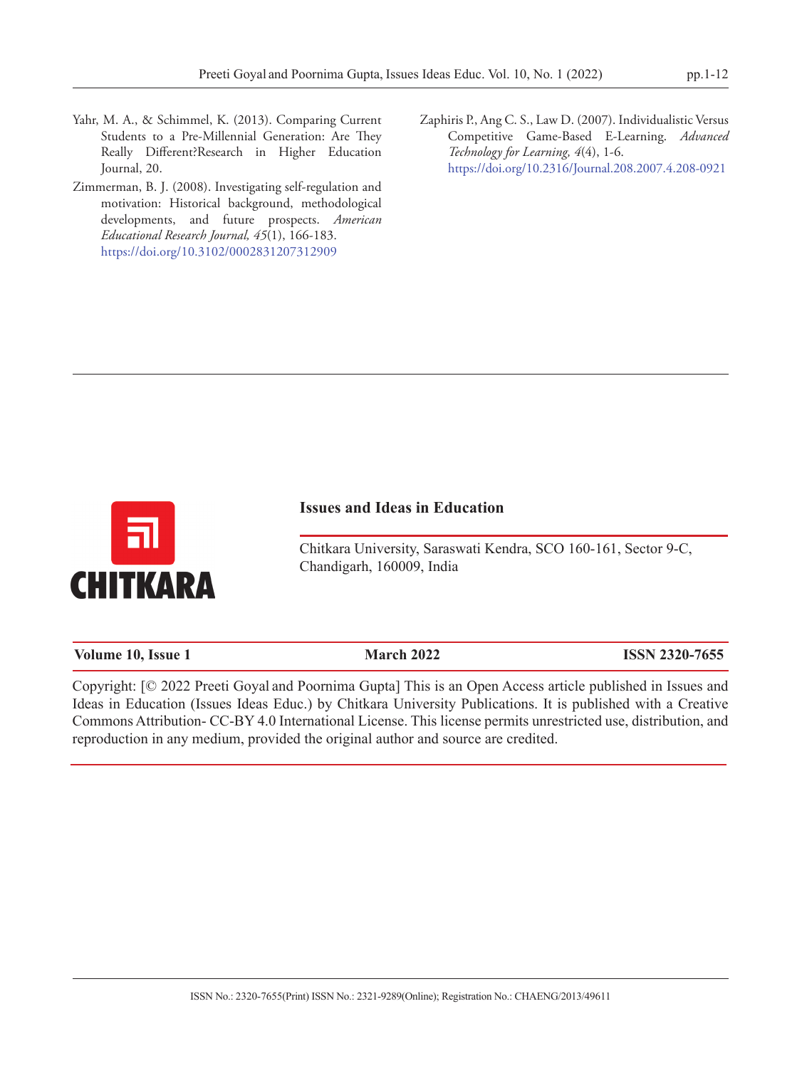Yahr, M. A., & Schimmel, K. (2013). Comparing Current Students to a Pre-Millennial Generation: Are They Really Different?Research in Higher Education Journal, 20.

Zimmerman, B. J. (2008). Investigating self-regulation and motivation: Historical background, methodological developments, and future prospects. *American Educational Research Journal, 45*(1), 166-183. https://doi.org/10.3102/0002831207312909

Zaphiris P., Ang C. S., Law D. (2007). Individualistic Versus Competitive Game-Based E-Learning. *Advanced Technology for Learning, 4*(4), 1-6. https://doi.org/10.2316/Journal.208.2007.4.208-0921

**Issues and Ideas in Education**

Chitkara University, Saraswati Kendra, SCO 160-161, Sector 9-C, Chandigarh, 160009, India

| **Volume 10, Issue 1** | **March 2022** | **ISSN 2320-7655** |
|---|---|---|

Copyright: [© 2022 Preeti Goyal and Poornima Gupta] This is an Open Access article published in Issues and Ideas in Education (Issues Ideas Educ.) by Chitkara University Publications. It is published with a Creative Commons Attribution- CC-BY 4.0 International License. This license permits unrestricted use, distribution, and reproduction in any medium, provided the original author and source are credited.